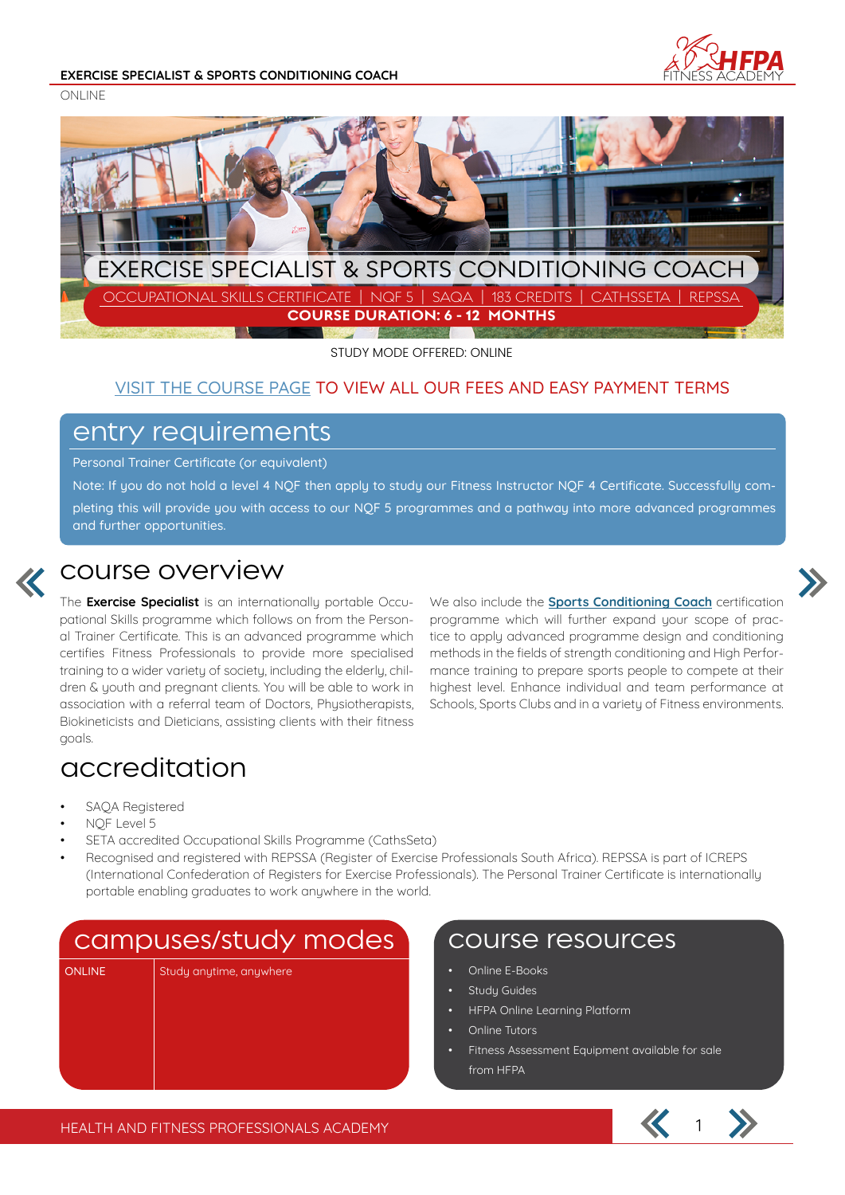**EXERCISE SPECIALIST & SPORTS CONDITIONING COACH**

ONLINE

# EXERCISE SPECIALIST & SPORTS CONDITIONING COACH

OCCUPATIONAL SKILLS CERTIFICATE | NQF 5 | SAQA | 183 CREDITS | CATHSSETA | REPSSA

**COURSE DURATION: 6 - 12 MONTHS**

STUDY MODE OFFERED: ONLINE

VISIT THE COURSE PAGE TO VIEW ALL OUR FEES AND EASY PAYMENT TERMS

## entry requirements

Personal Trainer Certificate (or equivalent)

Note: If you do not hold a level 4 NQF then apply to study our Fitness Instructor NQF 4 Certificate. Successfully completing this will provide you with access to our NQF 5 programmes and a pathway into more advanced programmes and further opportunities.

## course overview

The **Exercise Specialist** is an internationally portable Occupational Skills programme which follows on from the Personal Trainer Certificate. This is an advanced programme which certifies Fitness Professionals to provide more specialised training to a wider variety of society, including the elderly, children & youth and pregnant clients. You will be able to work in association with a referral team of Doctors, Physiotherapists, Biokineticists and Dieticians, assisting clients with their fitness goals.

We also include the **Sports Conditioning Coach** certification programme which will further expand your scope of practice to apply advanced programme design and conditioning methods in the fields of strength conditioning and High Performance training to prepare sports people to compete at their highest level. Enhance individual and team performance at Schools, Sports Clubs and in a variety of Fitness environments.

## accreditation

- SAQA Registered
- NQF Level 5
- SETA accredited Occupational Skills Programme (CathsSeta)
- Recognised and registered with REPSSA (Register of Exercise Professionals South Africa). REPSSA is part of ICREPS (International Confederation of Registers for Exercise Professionals). The Personal Trainer Certificate is internationally portable enabling graduates to work anywhere in the world.

## campuses/study modes

| ONLINE | Study anytime, anywhere |
|---|---|

## course resources

- Online E-Books
- Study Guides
- HFPA Online Learning Platform
- Online Tutors
- Fitness Assessment Equipment available for sale from HFPA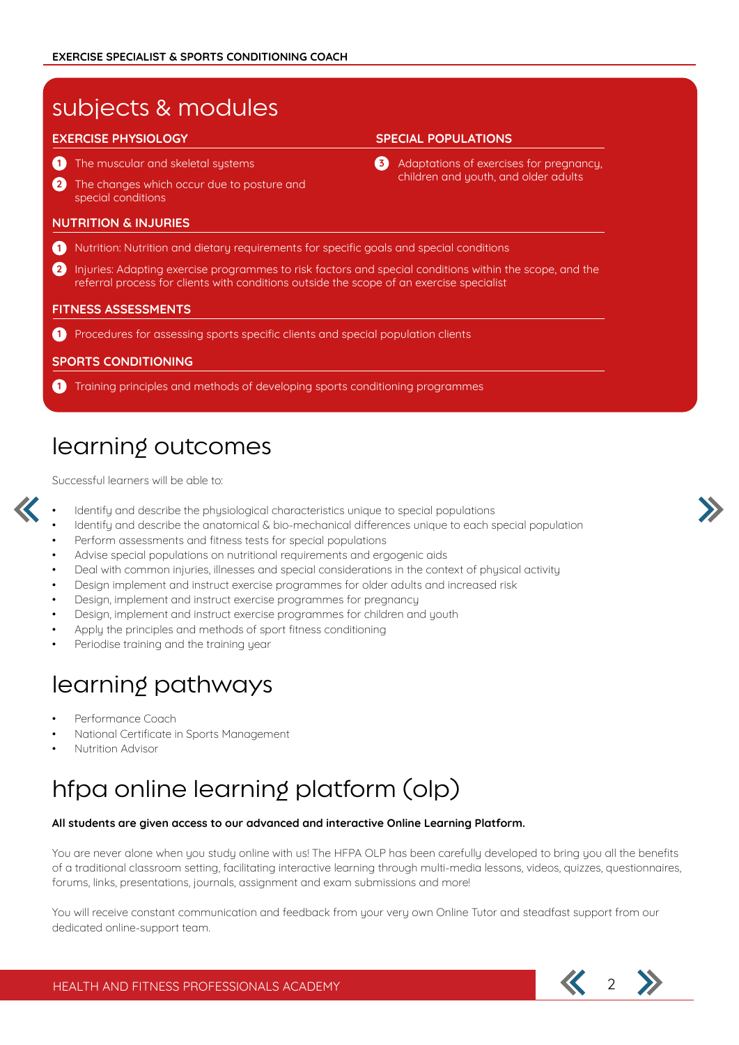## subjects & modules

### EXERCISE PHYSIOLOGY

1. The muscular and skeletal systems
2. The changes which occur due to posture and special conditions

### SPECIAL POPULATIONS

3. Adaptations of exercises for pregnancy, children and youth, and older adults

### NUTRITION & INJURIES

1. Nutrition: Nutrition and dietary requirements for specific goals and special conditions
2. Injuries: Adapting exercise programmes to risk factors and special conditions within the scope, and the referral process for clients with conditions outside the scope of an exercise specialist

### FITNESS ASSESSMENTS

1. Procedures for assessing sports specific clients and special population clients

### SPORTS CONDITIONING

1. Training principles and methods of developing sports conditioning programmes

## learning outcomes

Successful learners will be able to:

- Identify and describe the physiological characteristics unique to special populations
- Identify and describe the anatomical & bio-mechanical differences unique to each special population
- Perform assessments and fitness tests for special populations
- Advise special populations on nutritional requirements and ergogenic aids
- Deal with common injuries, illnesses and special considerations in the context of physical activity
- Design implement and instruct exercise programmes for older adults and increased risk
- Design, implement and instruct exercise programmes for pregnancy
- Design, implement and instruct exercise programmes for children and youth
- Apply the principles and methods of sport fitness conditioning
- Periodise training and the training year

## learning pathways

- Performance Coach
- National Certificate in Sports Management
- Nutrition Advisor

## hfpa online learning platform (olp)

**All students are given access to our advanced and interactive Online Learning Platform.**

You are never alone when you study online with us! The HFPA OLP has been carefully developed to bring you all the benefits of a traditional classroom setting, facilitating interactive learning through multi-media lessons, videos, quizzes, questionnaires, forums, links, presentations, journals, assignment and exam submissions and more!

You will receive constant communication and feedback from your very own Online Tutor and steadfast support from our dedicated online-support team.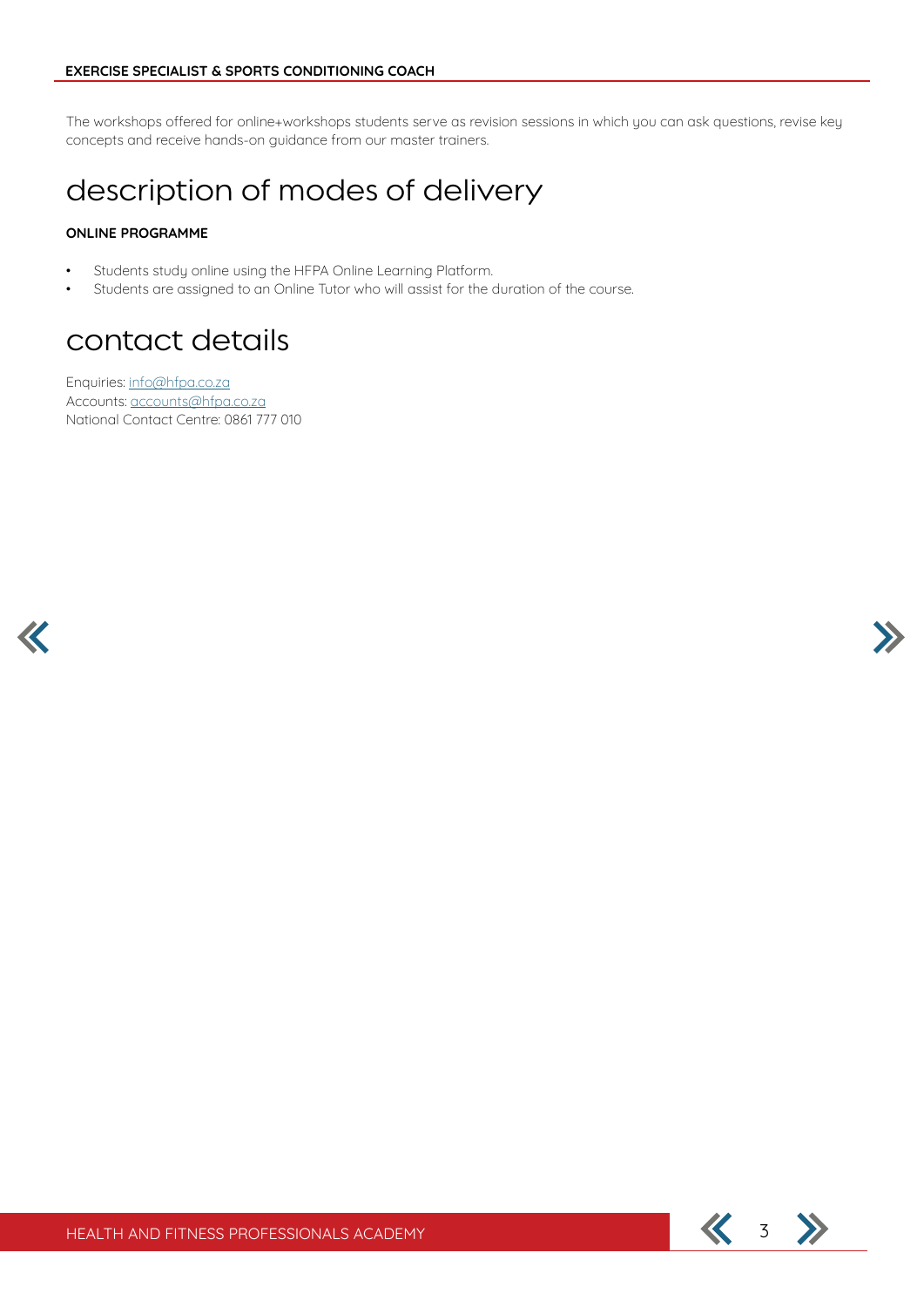The workshops offered for online+workshops students serve as revision sessions in which you can ask questions, revise key concepts and receive hands-on guidance from our master trainers.

# description of modes of delivery

**ONLINE PROGRAMME**

- Students study online using the HFPA Online Learning Platform.
- Students are assigned to an Online Tutor who will assist for the duration of the course.

# contact details

Enquiries: info@hfpa.co.za
Accounts: accounts@hfpa.co.za
National Contact Centre: 0861 777 010